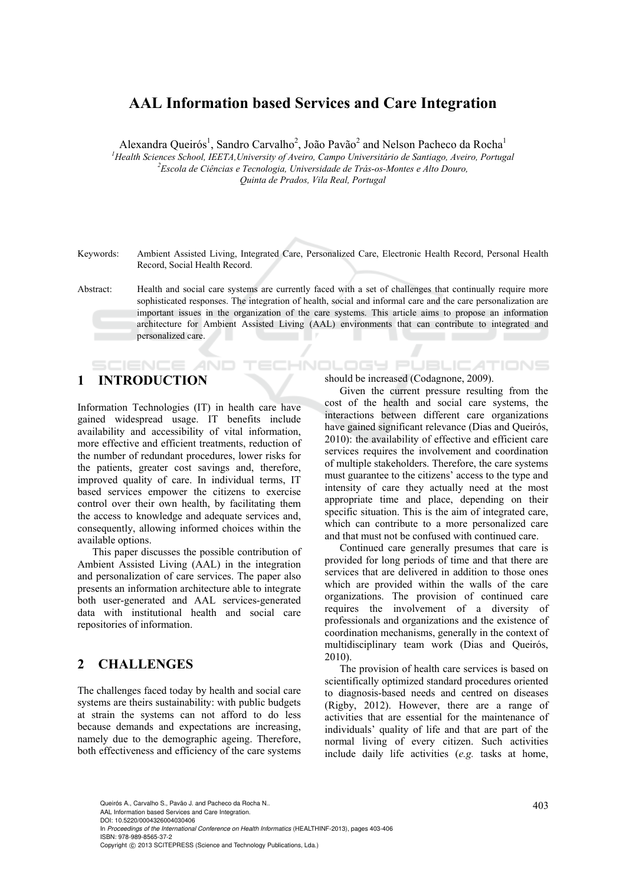# AAL Information based Services and Care Integration

Alexandra Queirós[1], Sandro Carvalho[2], João Pavão[2] and Nelson Pacheco da Rocha[1]

[1]*Health Sciences School, IEETA,University of Aveiro, Campo Universitário de Santiago, Aveiro, Portugal*
[2]*Escola de Ciências e Tecnologia, Universidade de Trás-os-Montes e Alto Douro, Quinta de Prados, Vila Real, Portugal*

Keywords: Ambient Assisted Living, Integrated Care, Personalized Care, Electronic Health Record, Personal Health Record, Social Health Record.

Abstract: Health and social care systems are currently faced with a set of challenges that continually require more sophisticated responses. The integration of health, social and informal care and the care personalization are important issues in the organization of the care systems. This article aims to propose an information architecture for Ambient Assisted Living (AAL) environments that can contribute to integrated and personalized care.

## 1 INTRODUCTION

Information Technologies (IT) in health care have gained widespread usage. IT benefits include availability and accessibility of vital information, more effective and efficient treatments, reduction of the number of redundant procedures, lower risks for the patients, greater cost savings and, therefore, improved quality of care. In individual terms, IT based services empower the citizens to exercise control over their own health, by facilitating them the access to knowledge and adequate services and, consequently, allowing informed choices within the available options.

This paper discusses the possible contribution of Ambient Assisted Living (AAL) in the integration and personalization of care services. The paper also presents an information architecture able to integrate both user-generated and AAL services-generated data with institutional health and social care repositories of information.

## 2 CHALLENGES

The challenges faced today by health and social care systems are theirs sustainability: with public budgets at strain the systems can not afford to do less because demands and expectations are increasing, namely due to the demographic ageing. Therefore, both effectiveness and efficiency of the care systems should be increased (Codagnone, 2009).

Given the current pressure resulting from the cost of the health and social care systems, the interactions between different care organizations have gained significant relevance (Dias and Queirós, 2010): the availability of effective and efficient care services requires the involvement and coordination of multiple stakeholders. Therefore, the care systems must guarantee to the citizens' access to the type and intensity of care they actually need at the most appropriate time and place, depending on their specific situation. This is the aim of integrated care, which can contribute to a more personalized care and that must not be confused with continued care.

Continued care generally presumes that care is provided for long periods of time and that there are services that are delivered in addition to those ones which are provided within the walls of the care organizations. The provision of continued care requires the involvement of a diversity of professionals and organizations and the existence of coordination mechanisms, generally in the context of multidisciplinary team work (Dias and Queirós, 2010).

The provision of health care services is based on scientifically optimized standard procedures oriented to diagnosis-based needs and centred on diseases (Rigby, 2012). However, there are a range of activities that are essential for the maintenance of individuals' quality of life and that are part of the normal living of every citizen. Such activities include daily life activities (*e.g.* tasks at home,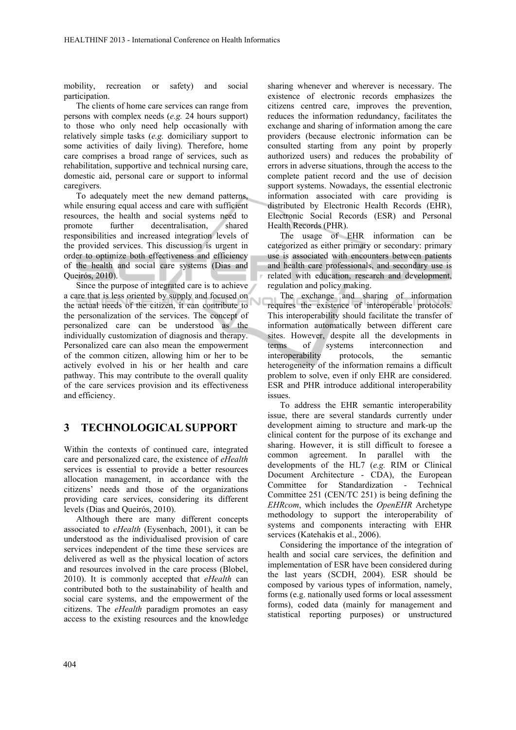mobility, recreation or safety) and social participation.

The clients of home care services can range from persons with complex needs (*e.g.* 24 hours support) to those who only need help occasionally with relatively simple tasks (*e.g.* domiciliary support to some activities of daily living). Therefore, home care comprises a broad range of services, such as rehabilitation, supportive and technical nursing care, domestic aid, personal care or support to informal caregivers.

To adequately meet the new demand patterns, while ensuring equal access and care with sufficient resources, the health and social systems need to promote further decentralisation, shared responsibilities and increased integration levels of the provided services. This discussion is urgent in order to optimize both effectiveness and efficiency of the health and social care systems (Dias and Queirós, 2010).

Since the purpose of integrated care is to achieve a care that is less oriented by supply and focused on the actual needs of the citizen, it can contribute to the personalization of the services. The concept of personalized care can be understood as the individually customization of diagnosis and therapy. Personalized care can also mean the empowerment of the common citizen, allowing him or her to be actively evolved in his or her health and care pathway. This may contribute to the overall quality of the care services provision and its effectiveness and efficiency.

## 3 TECHNOLOGICAL SUPPORT

Within the contexts of continued care, integrated care and personalized care, the existence of *eHealth* services is essential to provide a better resources allocation management, in accordance with the citizens' needs and those of the organizations providing care services, considering its different levels (Dias and Queirós, 2010).

Although there are many different concepts associated to *eHealth* (Eysenbach, 2001), it can be understood as the individualised provision of care services independent of the time these services are delivered as well as the physical location of actors and resources involved in the care process (Blobel, 2010). It is commonly accepted that *eHealth* can contributed both to the sustainability of health and social care systems, and the empowerment of the citizens. The *eHealth* paradigm promotes an easy access to the existing resources and the knowledge sharing whenever and wherever is necessary. The existence of electronic records emphasizes the citizens centred care, improves the prevention, reduces the information redundancy, facilitates the exchange and sharing of information among the care providers (because electronic information can be consulted starting from any point by properly authorized users) and reduces the probability of errors in adverse situations, through the access to the complete patient record and the use of decision support systems. Nowadays, the essential electronic information associated with care providing is distributed by Electronic Health Records (EHR), Electronic Social Records (ESR) and Personal Health Records (PHR).

The usage of EHR information can be categorized as either primary or secondary: primary use is associated with encounters between patients and health care professionals, and secondary use is related with education, research and development, regulation and policy making.

The exchange and sharing of information requires the existence of interoperable protocols. This interoperability should facilitate the transfer of information automatically between different care sites. However, despite all the developments in terms of systems interconnection and interoperability protocols, the semantic heterogeneity of the information remains a difficult problem to solve, even if only EHR are considered. ESR and PHR introduce additional interoperability issues.

To address the EHR semantic interoperability issue, there are several standards currently under development aiming to structure and mark-up the clinical content for the purpose of its exchange and sharing. However, it is still difficult to foresee a common agreement. In parallel with the developments of the HL7 (*e.g.* RIM or Clinical Document Architecture - CDA), the European Committee for Standardization - Technical Committee 251 (CEN/TC 251) is being defining the *EHRcom*, which includes the *OpenEHR* Archetype methodology to support the interoperability of systems and components interacting with EHR services (Katehakis et al., 2006).

Considering the importance of the integration of health and social care services, the definition and implementation of ESR have been considered during the last years (SCDH, 2004). ESR should be composed by various types of information, namely, forms (e.g. nationally used forms or local assessment forms), coded data (mainly for management and statistical reporting purposes) or unstructured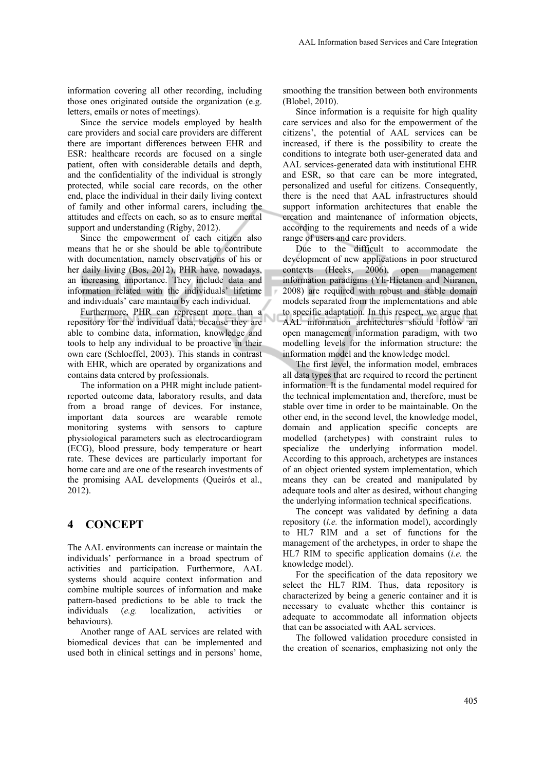information covering all other recording, including those ones originated outside the organization (e.g. letters, emails or notes of meetings).

Since the service models employed by health care providers and social care providers are different there are important differences between EHR and ESR: healthcare records are focused on a single patient, often with considerable details and depth, and the confidentiality of the individual is strongly protected, while social care records, on the other end, place the individual in their daily living context of family and other informal carers, including the attitudes and effects on each, so as to ensure mental support and understanding (Rigby, 2012).

Since the empowerment of each citizen also means that he or she should be able to contribute with documentation, namely observations of his or her daily living (Bos, 2012), PHR have, nowadays, an increasing importance. They include data and information related with the individuals' lifetime and individuals' care maintain by each individual.

Furthermore, PHR can represent more than a repository for the individual data, because they are able to combine data, information, knowledge and tools to help any individual to be proactive in their own care (Schloeffel, 2003). This stands in contrast with EHR, which are operated by organizations and contains data entered by professionals.

The information on a PHR might include patient-reported outcome data, laboratory results, and data from a broad range of devices. For instance, important data sources are wearable remote monitoring systems with sensors to capture physiological parameters such as electrocardiogram (ECG), blood pressure, body temperature or heart rate. These devices are particularly important for home care and are one of the research investments of the promising AAL developments (Queirós et al., 2012).

## 4 CONCEPT

The AAL environments can increase or maintain the individuals' performance in a broad spectrum of activities and participation. Furthermore, AAL systems should acquire context information and combine multiple sources of information and make pattern-based predictions to be able to track the individuals (*e.g.* localization, activities or behaviours).

Another range of AAL services are related with biomedical devices that can be implemented and used both in clinical settings and in persons' home, smoothing the transition between both environments (Blobel, 2010).

Since information is a requisite for high quality care services and also for the empowerment of the citizens', the potential of AAL services can be increased, if there is the possibility to create the conditions to integrate both user-generated data and AAL services-generated data with institutional EHR and ESR, so that care can be more integrated, personalized and useful for citizens. Consequently, there is the need that AAL infrastructures should support information architectures that enable the creation and maintenance of information objects, according to the requirements and needs of a wide range of users and care providers.

Due to the difficult to accommodate the development of new applications in poor structured contexts (Heeks, 2006), open management information paradigms (Yli-Hietanen and Niiranen, 2008) are required with robust and stable domain models separated from the implementations and able to specific adaptation. In this respect, we argue that AAL information architectures should follow an open management information paradigm, with two modelling levels for the information structure: the information model and the knowledge model.

The first level, the information model, embraces all data types that are required to record the pertinent information. It is the fundamental model required for the technical implementation and, therefore, must be stable over time in order to be maintainable. On the other end, in the second level, the knowledge model, domain and application specific concepts are modelled (archetypes) with constraint rules to specialize the underlying information model. According to this approach, archetypes are instances of an object oriented system implementation, which means they can be created and manipulated by adequate tools and alter as desired, without changing the underlying information technical specifications.

The concept was validated by defining a data repository (*i.e.* the information model), accordingly to HL7 RIM and a set of functions for the management of the archetypes, in order to shape the HL7 RIM to specific application domains (*i.e.* the knowledge model).

For the specification of the data repository we select the HL7 RIM. Thus, data repository is characterized by being a generic container and it is necessary to evaluate whether this container is adequate to accommodate all information objects that can be associated with AAL services.

The followed validation procedure consisted in the creation of scenarios, emphasizing not only the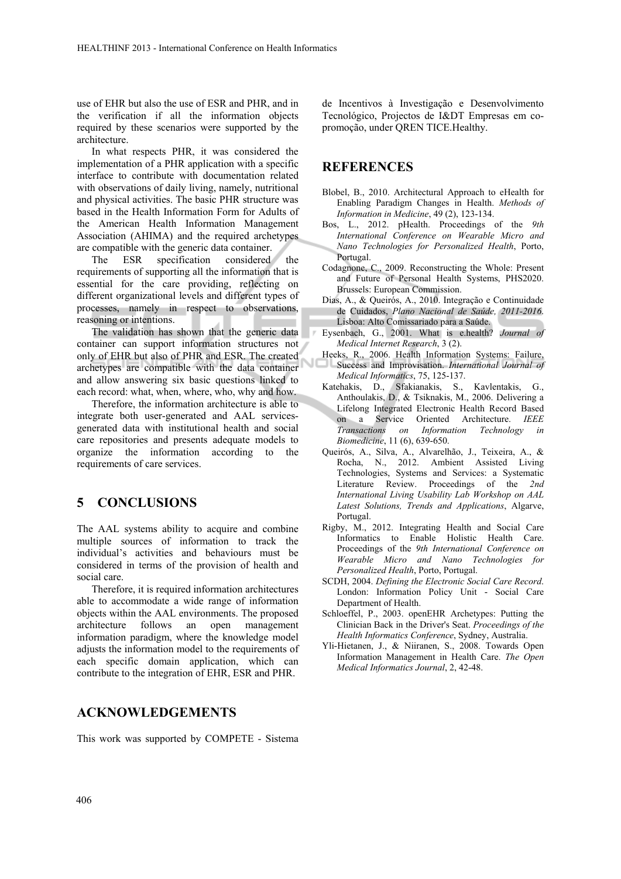use of EHR but also the use of ESR and PHR, and in the verification if all the information objects required by these scenarios were supported by the architecture.

In what respects PHR, it was considered the implementation of a PHR application with a specific interface to contribute with documentation related with observations of daily living, namely, nutritional and physical activities. The basic PHR structure was based in the Health Information Form for Adults of the American Health Information Management Association (AHIMA) and the required archetypes are compatible with the generic data container.

The ESR specification considered the requirements of supporting all the information that is essential for the care providing, reflecting on different organizational levels and different types of processes, namely in respect to observations, reasoning or intentions.

The validation has shown that the generic data container can support information structures not only of EHR but also of PHR and ESR. The created archetypes are compatible with the data container and allow answering six basic questions linked to each record: what, when, where, who, why and how.

Therefore, the information architecture is able to integrate both user-generated and AAL services-generated data with institutional health and social care repositories and presents adequate models to organize the information according to the requirements of care services.

## 5 CONCLUSIONS

The AAL systems ability to acquire and combine multiple sources of information to track the individual's activities and behaviours must be considered in terms of the provision of health and social care.

Therefore, it is required information architectures able to accommodate a wide range of information objects within the AAL environments. The proposed architecture follows an open management information paradigm, where the knowledge model adjusts the information model to the requirements of each specific domain application, which can contribute to the integration of EHR, ESR and PHR.

## ACKNOWLEDGEMENTS

This work was supported by COMPETE - Sistema de Incentivos à Investigação e Desenvolvimento Tecnológico, Projectos de I&DT Empresas em co-promoção, under QREN TICE.Healthy.

## REFERENCES

Blobel, B., 2010. Architectural Approach to eHealth for Enabling Paradigm Changes in Health. *Methods of Information in Medicine*, 49 (2), 123-134.

Bos, L., 2012. pHealth. Proceedings of the *9th International Conference on Wearable Micro and Nano Technologies for Personalized Health*, Porto, Portugal.

Codagnone, C., 2009. Reconstructing the Whole: Present and Future of Personal Health Systems, PHS2020. Brussels: European Commission.

Dias, A., & Queirós, A., 2010. Integração e Continuidade de Cuidados, *Plano Nacional de Saúde, 2011-2016*. Lisboa: Alto Comissariado para a Saúde.

Eysenbach, G., 2001. What is e.health? *Journal of Medical Internet Research*, 3 (2).

Heeks, R., 2006. Health Information Systems: Failure, Success and Improvisation. *International Journal of Medical Informatics*, 75, 125-137.

Katehakis, D., Sfakianakis, S., Kavlentakis, G., Anthoulakis, D., & Tsiknakis, M., 2006. Delivering a Lifelong Integrated Electronic Health Record Based on a Service Oriented Architecture. *IEEE Transactions on Information Technology in Biomedicine*, 11 (6), 639-650.

Queirós, A., Silva, A., Alvarelhão, J., Teixeira, A., & Rocha, N., 2012. Ambient Assisted Living Technologies, Systems and Services: a Systematic Literature Review. Proceedings of the *2nd International Living Usability Lab Workshop on AAL Latest Solutions, Trends and Applications*, Algarve, Portugal.

Rigby, M., 2012. Integrating Health and Social Care Informatics to Enable Holistic Health Care. Proceedings of the *9th International Conference on Wearable Micro and Nano Technologies for Personalized Health*, Porto, Portugal.

SCDH, 2004. *Defining the Electronic Social Care Record*. London: Information Policy Unit - Social Care Department of Health.

Schloeffel, P., 2003. openEHR Archetypes: Putting the Clinician Back in the Driver's Seat. *Proceedings of the Health Informatics Conference*, Sydney, Australia.

Yli-Hietanen, J., & Niiranen, S., 2008. Towards Open Information Management in Health Care. *The Open Medical Informatics Journal*, 2, 42-48.